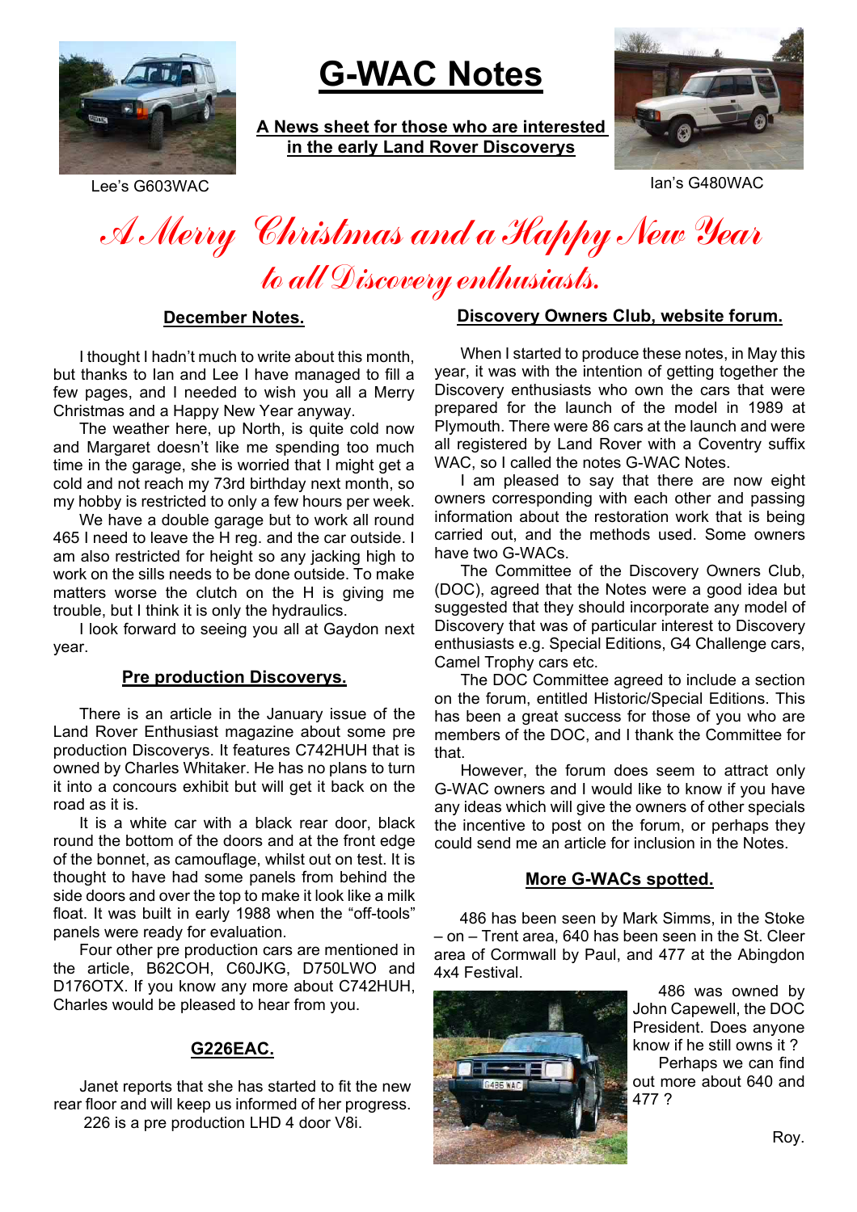Lee's G603WAC

# G-WAC Notes

**A News sheet for those who are interested in the early Land Rover Discoverys**

Ian's G480WAC

*A Merry Christmas and a Happy New Year to all Discovery enthusiasts.*

## December Notes.

I thought I hadn't much to write about this month, but thanks to Ian and Lee I have managed to fill a few pages, and I needed to wish you all a Merry Christmas and a Happy New Year anyway.

The weather here, up North, is quite cold now and Margaret doesn't like me spending too much time in the garage, she is worried that I might get a cold and not reach my 73rd birthday next month, so my hobby is restricted to only a few hours per week.

We have a double garage but to work all round 465 I need to leave the H reg. and the car outside. I am also restricted for height so any jacking high to work on the sills needs to be done outside. To make matters worse the clutch on the H is giving me trouble, but I think it is only the hydraulics.

I look forward to seeing you all at Gaydon next year.

## Pre production Discoverys.

There is an article in the January issue of the Land Rover Enthusiast magazine about some pre production Discoverys. It features C742HUH that is owned by Charles Whitaker. He has no plans to turn it into a concours exhibit but will get it back on the road as it is.

It is a white car with a black rear door, black round the bottom of the doors and at the front edge of the bonnet, as camouflage, whilst out on test. It is thought to have had some panels from behind the side doors and over the top to make it look like a milk float. It was built in early 1988 when the "off-tools" panels were ready for evaluation.

Four other pre production cars are mentioned in the article, B62COH, C60JKG, D750LWO and D176OTX. If you know any more about C742HUH, Charles would be pleased to hear from you.

## G226EAC.

Janet reports that she has started to fit the new rear floor and will keep us informed of her progress.

226 is a pre production LHD 4 door V8i.

## Discovery Owners Club, website forum.

When I started to produce these notes, in May this year, it was with the intention of getting together the Discovery enthusiasts who own the cars that were prepared for the launch of the model in 1989 at Plymouth. There were 86 cars at the launch and were all registered by Land Rover with a Coventry suffix WAC, so I called the notes G-WAC Notes.

I am pleased to say that there are now eight owners corresponding with each other and passing information about the restoration work that is being carried out, and the methods used. Some owners have two G-WACs.

The Committee of the Discovery Owners Club, (DOC), agreed that the Notes were a good idea but suggested that they should incorporate any model of Discovery that was of particular interest to Discovery enthusiasts e.g. Special Editions, G4 Challenge cars, Camel Trophy cars etc.

The DOC Committee agreed to include a section on the forum, entitled Historic/Special Editions. This has been a great success for those of you who are members of the DOC, and I thank the Committee for that.

However, the forum does seem to attract only G-WAC owners and I would like to know if you have any ideas which will give the owners of other specials the incentive to post on the forum, or perhaps they could send me an article for inclusion in the Notes.

## More G-WACs spotted.

486 has been seen by Mark Simms, in the Stoke – on – Trent area, 640 has been seen in the St. Cleer area of Cormwall by Paul, and 477 at the Abingdon 4x4 Festival.

486 was owned by John Capewell, the DOC President. Does anyone know if he still owns it ?

Perhaps we can find out more about 640 and 477 ?

Roy.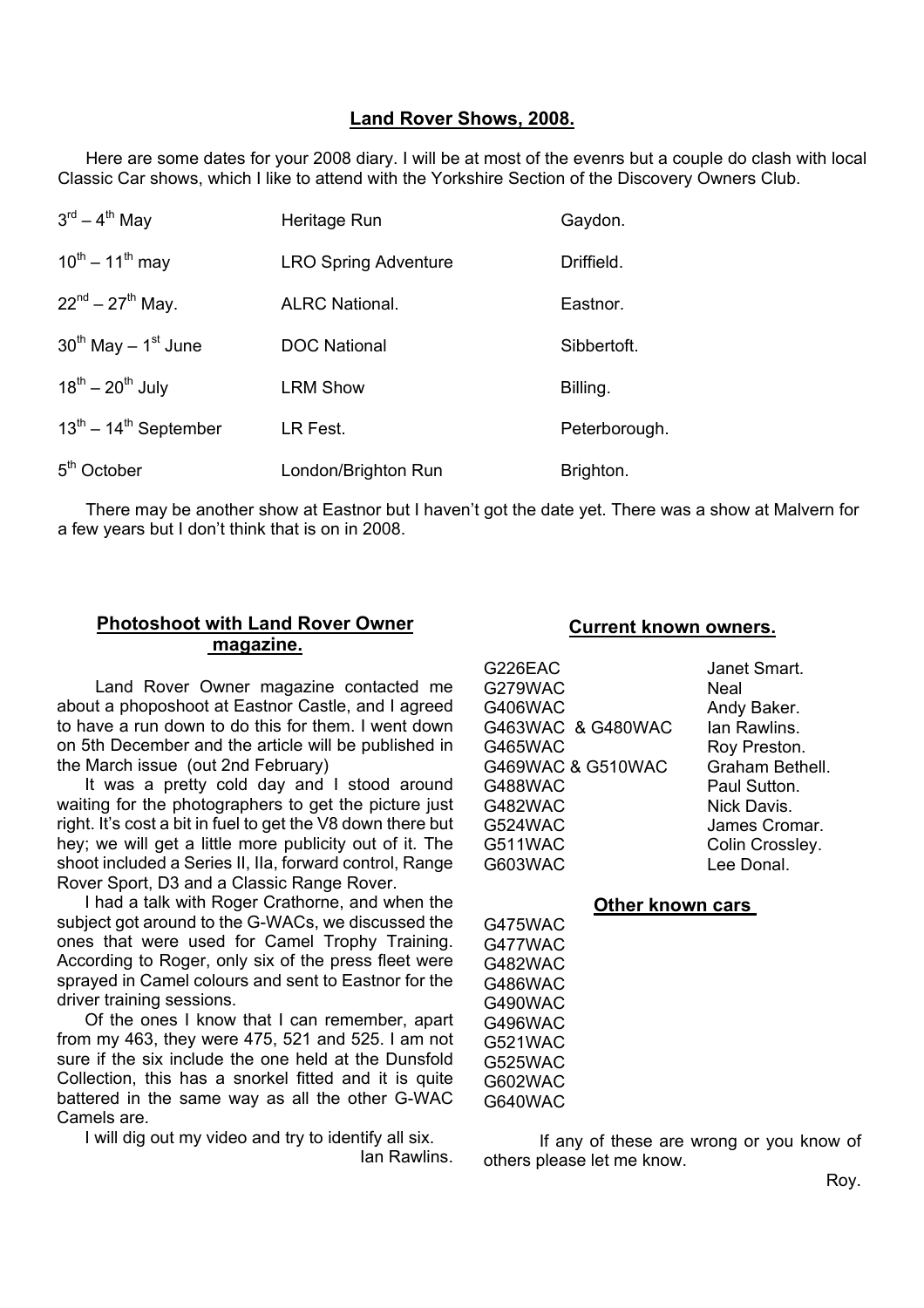## Land Rover Shows, 2008.

Here are some dates for your 2008 diary. I will be at most of the evenrs but a couple do clash with local Classic Car shows, which I like to attend with the Yorkshire Section of the Discovery Owners Club.

| | | |
|---|---|---|
| 3rd – 4th May | Heritage Run | Gaydon. |
| 10th – 11th may | LRO Spring Adventure | Driffield. |
| 22nd – 27th May. | ALRC National. | Eastnor. |
| 30th May – 1st June | DOC National | Sibbertoft. |
| 18th – 20th July | LRM Show | Billing. |
| 13th – 14th September | LR Fest. | Peterborough. |
| 5th October | London/Brighton Run | Brighton. |

There may be another show at Eastnor but I haven't got the date yet. There was a show at Malvern for a few years but I don't think that is on in 2008.

## Photoshoot with Land Rover Owner magazine.

Land Rover Owner magazine contacted me about a phoposhoot at Eastnor Castle, and I agreed to have a run down to do this for them. I went down on 5th December and the article will be published in the March issue (out 2nd February)

It was a pretty cold day and I stood around waiting for the photographers to get the picture just right. It's cost a bit in fuel to get the V8 down there but hey; we will get a little more publicity out of it. The shoot included a Series II, IIa, forward control, Range Rover Sport, D3 and a Classic Range Rover.

I had a talk with Roger Crathorne, and when the subject got around to the G-WACs, we discussed the ones that were used for Camel Trophy Training. According to Roger, only six of the press fleet were sprayed in Camel colours and sent to Eastnor for the driver training sessions.

Of the ones I know that I can remember, apart from my 463, they were 475, 521 and 525. I am not sure if the six include the one held at the Dunsfold Collection, this has a snorkel fitted and it is quite battered in the same way as all the other G-WAC Camels are.

I will dig out my video and try to identify all six.

Ian Rawlins.

## Current known owners.

| | |
|---|---|
| G226EAC | Janet Smart. |
| G279WAC | Neal |
| G406WAC | Andy Baker. |
| G463WAC & G480WAC | Ian Rawlins. |
| G465WAC | Roy Preston. |
| G469WAC & G510WAC | Graham Bethell. |
| G488WAC | Paul Sutton. |
| G482WAC | Nick Davis. |
| G524WAC | James Cromar. |
| G511WAC | Colin Crossley. |
| G603WAC | Lee Donal. |

## Other known cars

G475WAC
G477WAC
G482WAC
G486WAC
G490WAC
G496WAC
G521WAC
G525WAC
G602WAC
G640WAC

If any of these are wrong or you know of others please let me know.

Roy.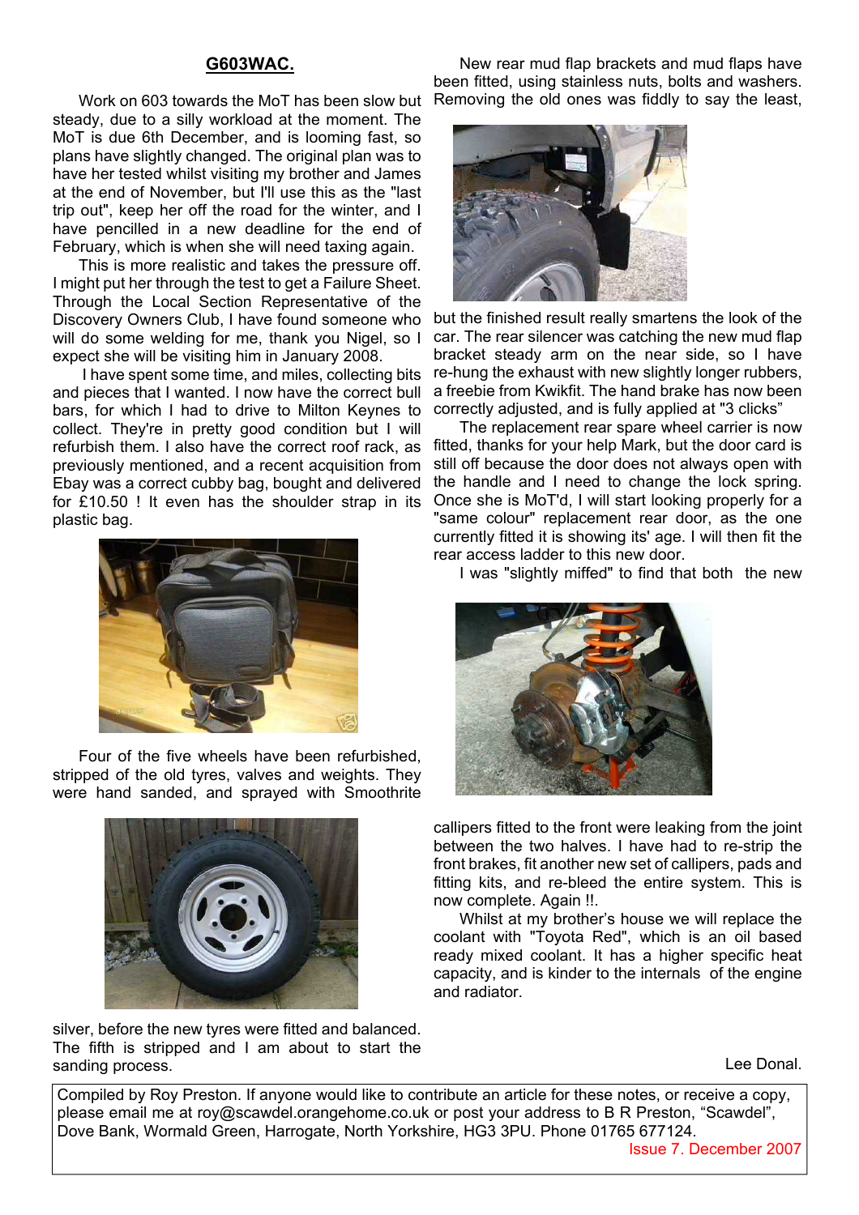## G603WAC.

Work on 603 towards the MoT has been slow but steady, due to a silly workload at the moment. The MoT is due 6th December, and is looming fast, so plans have slightly changed. The original plan was to have her tested whilst visiting my brother and James at the end of November, but I'll use this as the "last trip out", keep her off the road for the winter, and I have pencilled in a new deadline for the end of February, which is when she will need taxing again.

This is more realistic and takes the pressure off. I might put her through the test to get a Failure Sheet. Through the Local Section Representative of the Discovery Owners Club, I have found someone who will do some welding for me, thank you Nigel, so I expect she will be visiting him in January 2008.

I have spent some time, and miles, collecting bits and pieces that I wanted. I now have the correct bull bars, for which I had to drive to Milton Keynes to collect. They're in pretty good condition but I will refurbish them. I also have the correct roof rack, as previously mentioned, and a recent acquisition from Ebay was a correct cubby bag, bought and delivered for £10.50 ! It even has the shoulder strap in its plastic bag.

Four of the five wheels have been refurbished, stripped of the old tyres, valves and weights. They were hand sanded, and sprayed with Smoothrite silver, before the new tyres were fitted and balanced. The fifth is stripped and I am about to start the sanding process.

New rear mud flap brackets and mud flaps have been fitted, using stainless nuts, bolts and washers. Removing the old ones was fiddly to say the least, but the finished result really smartens the look of the car. The rear silencer was catching the new mud flap bracket steady arm on the near side, so I have re-hung the exhaust with new slightly longer rubbers, a freebie from Kwikfit. The hand brake has now been correctly adjusted, and is fully applied at "3 clicks"

The replacement rear spare wheel carrier is now fitted, thanks for your help Mark, but the door card is still off because the door does not always open with the handle and I need to change the lock spring. Once she is MoT'd, I will start looking properly for a "same colour" replacement rear door, as the one currently fitted it is showing its' age. I will then fit the rear access ladder to this new door.

I was "slightly miffed" to find that both the new callipers fitted to the front were leaking from the joint between the two halves. I have had to re-strip the front brakes, fit another new set of callipers, pads and fitting kits, and re-bleed the entire system. This is now complete. Again !!.

Whilst at my brother's house we will replace the coolant with "Toyota Red", which is an oil based ready mixed coolant. It has a higher specific heat capacity, and is kinder to the internals of the engine and radiator.

Lee Donal.

Compiled by Roy Preston. If anyone would like to contribute an article for these notes, or receive a copy, please email me at roy@scawdel.orangehome.co.uk or post your address to B R Preston, "Scawdel", Dove Bank, Wormald Green, Harrogate, North Yorkshire, HG3 3PU. Phone 01765 677124.

Issue 7. December 2007